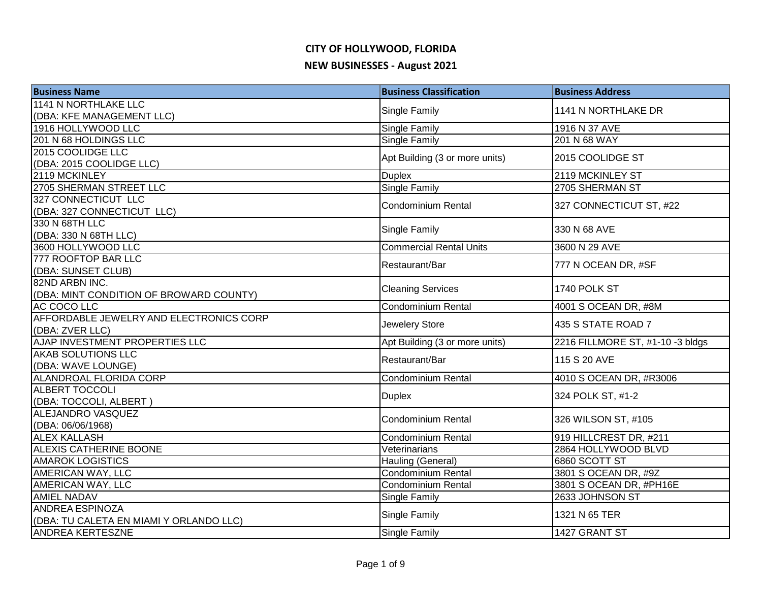# CITY OF HOLLYWOOD, FLORIDA

## NEW BUSINESSES - August 2021

| Business Name | Business Classification | Business Address |
|---|---|---|
| 1141 N NORTHLAKE LLC (DBA: KFE MANAGEMENT LLC) | Single Family | 1141 N NORTHLAKE DR |
| 1916 HOLLYWOOD LLC | Single Family | 1916 N 37 AVE |
| 201 N 68 HOLDINGS LLC | Single Family | 201 N 68 WAY |
| 2015 COOLIDGE LLC (DBA: 2015 COOLIDGE LLC) | Apt Building (3 or more units) | 2015 COOLIDGE ST |
| 2119 MCKINLEY | Duplex | 2119 MCKINLEY ST |
| 2705 SHERMAN STREET LLC | Single Family | 2705 SHERMAN ST |
| 327 CONNECTICUT LLC (DBA: 327 CONNECTICUT LLC) | Condominium Rental | 327 CONNECTICUT ST, #22 |
| 330 N 68TH LLC (DBA: 330 N 68TH LLC) | Single Family | 330 N 68 AVE |
| 3600 HOLLYWOOD LLC | Commercial Rental Units | 3600 N 29 AVE |
| 777 ROOFTOP BAR LLC (DBA: SUNSET CLUB) | Restaurant/Bar | 777 N OCEAN DR, #SF |
| 82ND ARBN INC. (DBA: MINT CONDITION OF BROWARD COUNTY) | Cleaning Services | 1740 POLK ST |
| AC COCO LLC | Condominium Rental | 4001 S OCEAN DR, #8M |
| AFFORDABLE JEWELRY AND ELECTRONICS CORP (DBA: ZVER LLC) | Jewelery Store | 435 S STATE ROAD 7 |
| AJAP INVESTMENT PROPERTIES LLC | Apt Building (3 or more units) | 2216 FILLMORE ST, #1-10 -3 bldgs |
| AKAB SOLUTIONS LLC (DBA: WAVE LOUNGE) | Restaurant/Bar | 115 S 20 AVE |
| ALANDROAL FLORIDA CORP | Condominium Rental | 4010 S OCEAN DR, #R3006 |
| ALBERT TOCCOLI (DBA: TOCCOLI, ALBERT ) | Duplex | 324 POLK ST, #1-2 |
| ALEJANDRO VASQUEZ (DBA: 06/06/1968) | Condominium Rental | 326 WILSON ST, #105 |
| ALEX KALLASH | Condominium Rental | 919 HILLCREST DR, #211 |
| ALEXIS CATHERINE BOONE | Veterinarians | 2864 HOLLYWOOD BLVD |
| AMAROK LOGISTICS | Hauling (General) | 6860 SCOTT ST |
| AMERICAN WAY, LLC | Condominium Rental | 3801 S OCEAN DR, #9Z |
| AMERICAN WAY, LLC | Condominium Rental | 3801 S OCEAN DR, #PH16E |
| AMIEL NADAV | Single Family | 2633 JOHNSON ST |
| ANDREA ESPINOZA (DBA: TU CALETA EN MIAMI Y ORLANDO LLC) | Single Family | 1321 N 65 TER |
| ANDREA KERTESZNE | Single Family | 1427 GRANT ST |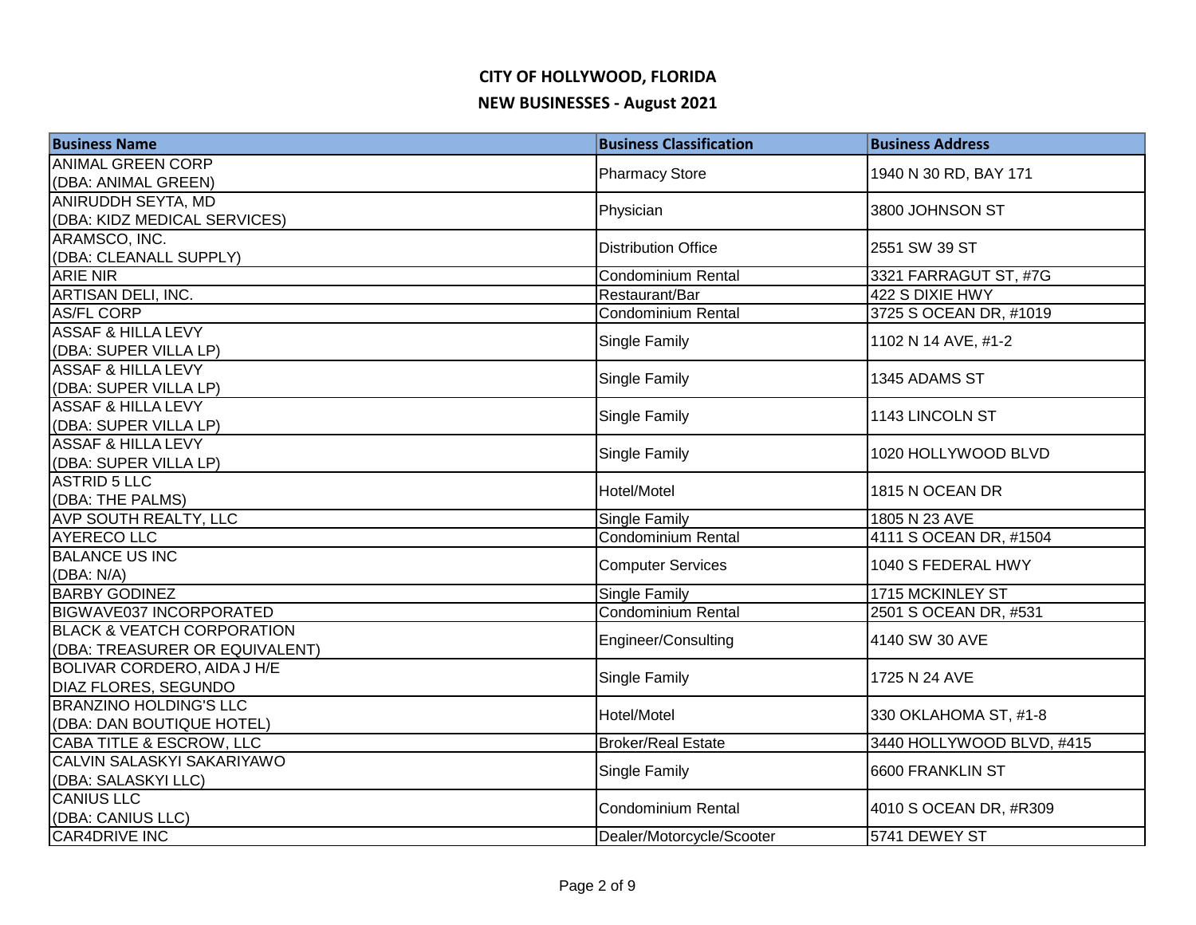# CITY OF HOLLYWOOD, FLORIDA

## NEW BUSINESSES - August 2021

| Business Name | Business Classification | Business Address |
|---|---|---|
| ANIMAL GREEN CORP (DBA: ANIMAL GREEN) | Pharmacy Store | 1940 N 30 RD, BAY 171 |
| ANIRUDDH SEYTA, MD (DBA: KIDZ MEDICAL SERVICES) | Physician | 3800 JOHNSON ST |
| ARAMSCO, INC. (DBA: CLEANALL SUPPLY) | Distribution Office | 2551 SW 39 ST |
| ARIE NIR | Condominium Rental | 3321 FARRAGUT ST, #7G |
| ARTISAN DELI, INC. | Restaurant/Bar | 422 S DIXIE HWY |
| AS/FL CORP | Condominium Rental | 3725 S OCEAN DR, #1019 |
| ASSAF & HILLA LEVY (DBA: SUPER VILLA LP) | Single Family | 1102 N 14 AVE, #1-2 |
| ASSAF & HILLA LEVY (DBA: SUPER VILLA LP) | Single Family | 1345 ADAMS ST |
| ASSAF & HILLA LEVY (DBA: SUPER VILLA LP) | Single Family | 1143 LINCOLN ST |
| ASSAF & HILLA LEVY (DBA: SUPER VILLA LP) | Single Family | 1020 HOLLYWOOD BLVD |
| ASTRID 5 LLC (DBA: THE PALMS) | Hotel/Motel | 1815 N OCEAN DR |
| AVP SOUTH REALTY, LLC | Single Family | 1805 N 23 AVE |
| AYERECO LLC | Condominium Rental | 4111 S OCEAN DR, #1504 |
| BALANCE US INC (DBA: N/A) | Computer Services | 1040 S FEDERAL HWY |
| BARBY GODINEZ | Single Family | 1715 MCKINLEY ST |
| BIGWAVE037 INCORPORATED | Condominium Rental | 2501 S OCEAN DR, #531 |
| BLACK & VEATCH CORPORATION (DBA: TREASURER OR EQUIVALENT) | Engineer/Consulting | 4140 SW 30 AVE |
| BOLIVAR CORDERO, AIDA J H/E DIAZ FLORES, SEGUNDO | Single Family | 1725 N 24 AVE |
| BRANZINO HOLDING'S LLC (DBA: DAN BOUTIQUE HOTEL) | Hotel/Motel | 330 OKLAHOMA ST, #1-8 |
| CABA TITLE & ESCROW, LLC | Broker/Real Estate | 3440 HOLLYWOOD BLVD, #415 |
| CALVIN SALASKYI SAKARIYAWO (DBA: SALASKYI LLC) | Single Family | 6600 FRANKLIN ST |
| CANIUS LLC (DBA: CANIUS LLC) | Condominium Rental | 4010 S OCEAN DR, #R309 |
| CAR4DRIVE INC | Dealer/Motorcycle/Scooter | 5741 DEWEY ST |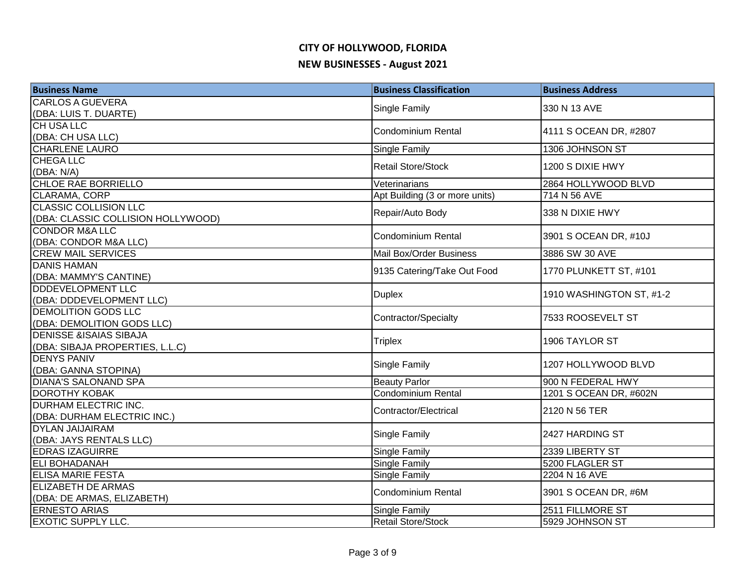# CITY OF HOLLYWOOD, FLORIDA

## NEW BUSINESSES - August 2021

| Business Name | Business Classification | Business Address |
|---|---|---|
| CARLOS A GUEVERA (DBA: LUIS T. DUARTE) | Single Family | 330 N 13 AVE |
| CH USA LLC (DBA: CH USA LLC) | Condominium Rental | 4111 S OCEAN DR, #2807 |
| CHARLENE LAURO | Single Family | 1306 JOHNSON ST |
| CHEGA LLC (DBA: N/A) | Retail Store/Stock | 1200 S DIXIE HWY |
| CHLOE RAE BORRIELLO | Veterinarians | 2864 HOLLYWOOD BLVD |
| CLARAMA, CORP | Apt Building (3 or more units) | 714 N 56 AVE |
| CLASSIC COLLISION LLC (DBA: CLASSIC COLLISION HOLLYWOOD) | Repair/Auto Body | 338 N DIXIE HWY |
| CONDOR M&A LLC (DBA: CONDOR M&A LLC) | Condominium Rental | 3901 S OCEAN DR, #10J |
| CREW MAIL SERVICES | Mail Box/Order Business | 3886 SW 30 AVE |
| DANIS HAMAN (DBA: MAMMY'S CANTINE) | 9135 Catering/Take Out Food | 1770 PLUNKETT ST, #101 |
| DDDEVELOPMENT LLC (DBA: DDDEVELOPMENT LLC) | Duplex | 1910 WASHINGTON ST, #1-2 |
| DEMOLITION GODS LLC (DBA: DEMOLITION GODS LLC) | Contractor/Specialty | 7533 ROOSEVELT ST |
| DENISSE &ISAIAS SIBAJA (DBA: SIBAJA PROPERTIES, L.L.C) | Triplex | 1906 TAYLOR ST |
| DENYS PANIV (DBA: GANNA STOPINA) | Single Family | 1207 HOLLYWOOD BLVD |
| DIANA'S SALONAND SPA | Beauty Parlor | 900 N FEDERAL HWY |
| DOROTHY KOBAK | Condominium Rental | 1201 S OCEAN DR, #602N |
| DURHAM ELECTRIC INC. (DBA: DURHAM ELECTRIC INC.) | Contractor/Electrical | 2120 N 56 TER |
| DYLAN JAIJAIRAM (DBA: JAYS RENTALS LLC) | Single Family | 2427 HARDING ST |
| EDRAS IZAGUIRRE | Single Family | 2339 LIBERTY ST |
| ELI BOHADANAH | Single Family | 5200 FLAGLER ST |
| ELISA MARIE FESTA | Single Family | 2204 N 16 AVE |
| ELIZABETH DE ARMAS (DBA: DE ARMAS, ELIZABETH) | Condominium Rental | 3901 S OCEAN DR, #6M |
| ERNESTO ARIAS | Single Family | 2511 FILLMORE ST |
| EXOTIC SUPPLY LLC. | Retail Store/Stock | 5929 JOHNSON ST |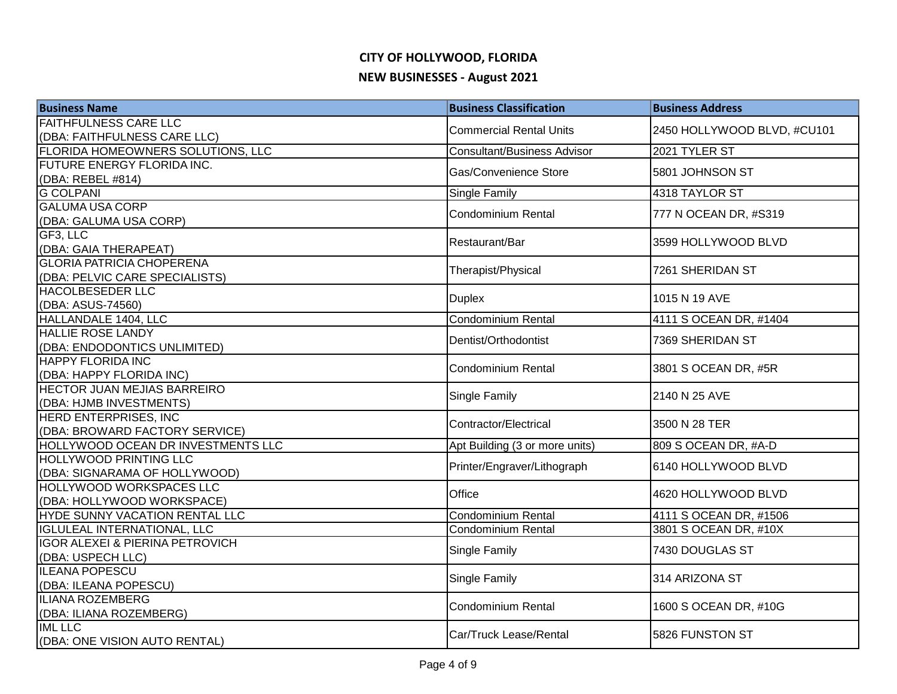# CITY OF HOLLYWOOD, FLORIDA

## NEW BUSINESSES - August 2021

| Business Name | Business Classification | Business Address |
|---|---|---|
| FAITHFULNESS CARE LLC (DBA: FAITHFULNESS CARE LLC) | Commercial Rental Units | 2450 HOLLYWOOD BLVD, #CU101 |
| FLORIDA HOMEOWNERS SOLUTIONS, LLC | Consultant/Business Advisor | 2021 TYLER ST |
| FUTURE ENERGY FLORIDA INC. (DBA: REBEL #814) | Gas/Convenience Store | 5801 JOHNSON ST |
| G COLPANI | Single Family | 4318 TAYLOR ST |
| GALUMA USA CORP (DBA: GALUMA USA CORP) | Condominium Rental | 777 N OCEAN DR, #S319 |
| GF3, LLC (DBA: GAIA THERAPEAT) | Restaurant/Bar | 3599 HOLLYWOOD BLVD |
| GLORIA PATRICIA CHOPERENA (DBA: PELVIC CARE SPECIALISTS) | Therapist/Physical | 7261 SHERIDAN ST |
| HACOLBESEDER LLC (DBA: ASUS-74560) | Duplex | 1015 N 19 AVE |
| HALLANDALE 1404, LLC | Condominium Rental | 4111 S OCEAN DR, #1404 |
| HALLIE ROSE LANDY (DBA: ENDODONTICS UNLIMITED) | Dentist/Orthodontist | 7369 SHERIDAN ST |
| HAPPY FLORIDA INC (DBA: HAPPY FLORIDA INC) | Condominium Rental | 3801 S OCEAN DR, #5R |
| HECTOR JUAN MEJIAS BARREIRO (DBA: HJMB INVESTMENTS) | Single Family | 2140 N 25 AVE |
| HERD ENTERPRISES, INC (DBA: BROWARD FACTORY SERVICE) | Contractor/Electrical | 3500 N 28 TER |
| HOLLYWOOD OCEAN DR INVESTMENTS LLC | Apt Building (3 or more units) | 809 S OCEAN DR, #A-D |
| HOLLYWOOD PRINTING LLC (DBA: SIGNARAMA OF HOLLYWOOD) | Printer/Engraver/Lithograph | 6140 HOLLYWOOD BLVD |
| HOLLYWOOD WORKSPACES LLC (DBA: HOLLYWOOD WORKSPACE) | Office | 4620 HOLLYWOOD BLVD |
| HYDE SUNNY VACATION RENTAL LLC | Condominium Rental | 4111 S OCEAN DR, #1506 |
| IGLULEAL INTERNATIONAL, LLC | Condominium Rental | 3801 S OCEAN DR, #10X |
| IGOR ALEXEI & PIERINA PETROVICH (DBA: USPECH LLC) | Single Family | 7430 DOUGLAS ST |
| ILEANA POPESCU (DBA: ILEANA POPESCU) | Single Family | 314 ARIZONA ST |
| ILIANA ROZEMBERG (DBA: ILIANA ROZEMBERG) | Condominium Rental | 1600 S OCEAN DR, #10G |
| IML LLC (DBA: ONE VISION AUTO RENTAL) | Car/Truck Lease/Rental | 5826 FUNSTON ST |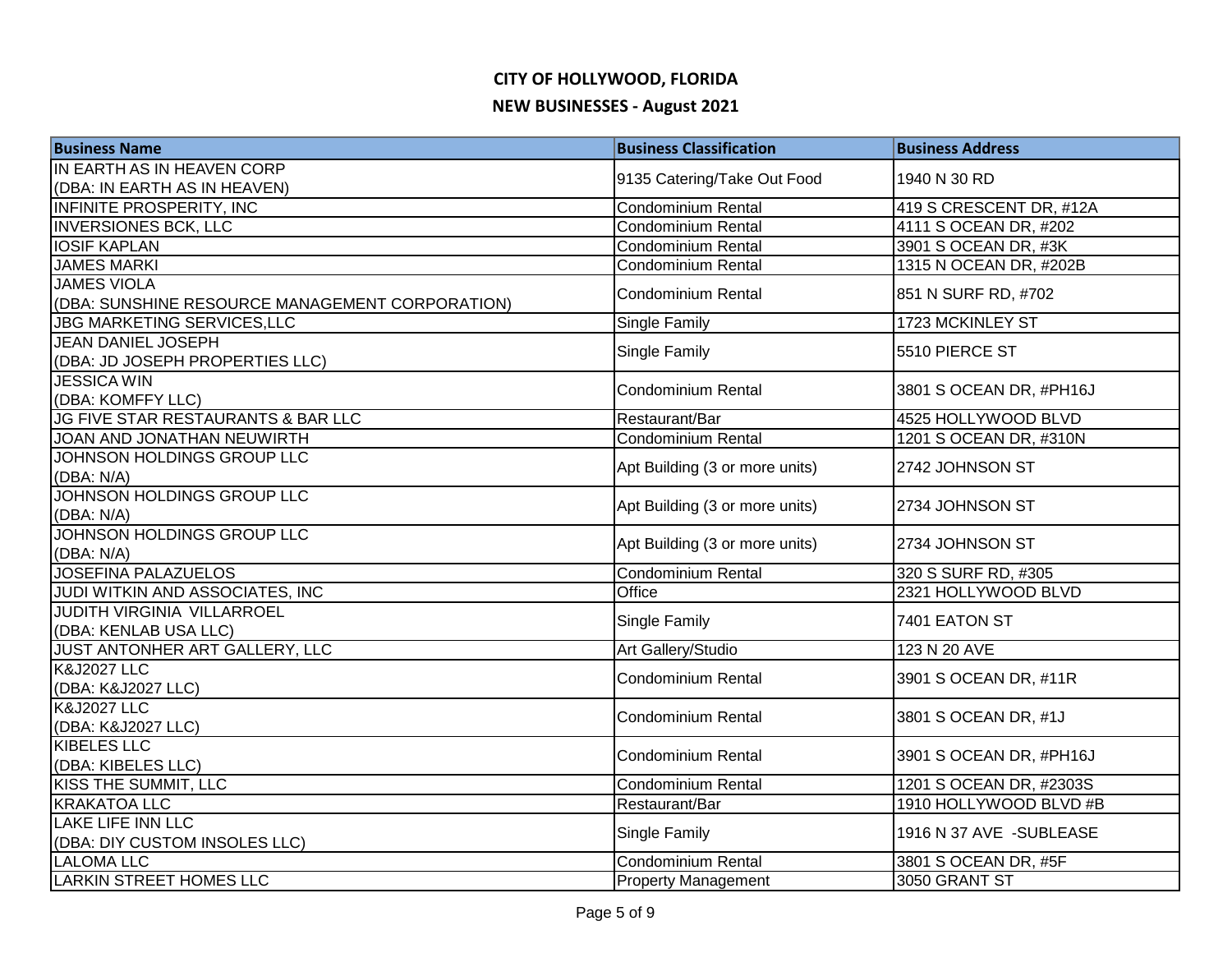# CITY OF HOLLYWOOD, FLORIDA

## NEW BUSINESSES - August 2021

| Business Name | Business Classification | Business Address |
|---|---|---|
| IN EARTH AS IN HEAVEN CORP (DBA: IN EARTH AS IN HEAVEN) | 9135 Catering/Take Out Food | 1940 N 30 RD |
| INFINITE PROSPERITY, INC | Condominium Rental | 419 S CRESCENT DR, #12A |
| INVERSIONES BCK, LLC | Condominium Rental | 4111 S OCEAN DR, #202 |
| IOSIF KAPLAN | Condominium Rental | 3901 S OCEAN DR, #3K |
| JAMES MARKI | Condominium Rental | 1315 N OCEAN DR, #202B |
| JAMES VIOLA (DBA: SUNSHINE RESOURCE MANAGEMENT CORPORATION) | Condominium Rental | 851 N SURF RD, #702 |
| JBG MARKETING SERVICES,LLC | Single Family | 1723 MCKINLEY ST |
| JEAN DANIEL JOSEPH (DBA: JD JOSEPH PROPERTIES LLC) | Single Family | 5510 PIERCE ST |
| JESSICA WIN (DBA: KOMFFY LLC) | Condominium Rental | 3801 S OCEAN DR, #PH16J |
| JG FIVE STAR RESTAURANTS & BAR LLC | Restaurant/Bar | 4525 HOLLYWOOD BLVD |
| JOAN AND JONATHAN NEUWIRTH | Condominium Rental | 1201 S OCEAN DR, #310N |
| JOHNSON HOLDINGS GROUP LLC (DBA: N/A) | Apt Building (3 or more units) | 2742 JOHNSON ST |
| JOHNSON HOLDINGS GROUP LLC (DBA: N/A) | Apt Building (3 or more units) | 2734 JOHNSON ST |
| JOHNSON HOLDINGS GROUP LLC (DBA: N/A) | Apt Building (3 or more units) | 2734 JOHNSON ST |
| JOSEFINA PALAZUELOS | Condominium Rental | 320 S SURF RD, #305 |
| JUDI WITKIN AND ASSOCIATES, INC | Office | 2321 HOLLYWOOD BLVD |
| JUDITH VIRGINIA VILLARROEL (DBA: KENLAB USA LLC) | Single Family | 7401 EATON ST |
| JUST ANTONHER ART GALLERY, LLC | Art Gallery/Studio | 123 N 20 AVE |
| K&J2027 LLC (DBA: K&J2027 LLC) | Condominium Rental | 3901 S OCEAN DR, #11R |
| K&J2027 LLC (DBA: K&J2027 LLC) | Condominium Rental | 3801 S OCEAN DR, #1J |
| KIBELES LLC (DBA: KIBELES LLC) | Condominium Rental | 3901 S OCEAN DR, #PH16J |
| KISS THE SUMMIT, LLC | Condominium Rental | 1201 S OCEAN DR, #2303S |
| KRAKATOA LLC | Restaurant/Bar | 1910 HOLLYWOOD BLVD #B |
| LAKE LIFE INN LLC (DBA: DIY CUSTOM INSOLES LLC) | Single Family | 1916 N 37 AVE -SUBLEASE |
| LALOMA LLC | Condominium Rental | 3801 S OCEAN DR, #5F |
| LARKIN STREET HOMES LLC | Property Management | 3050 GRANT ST |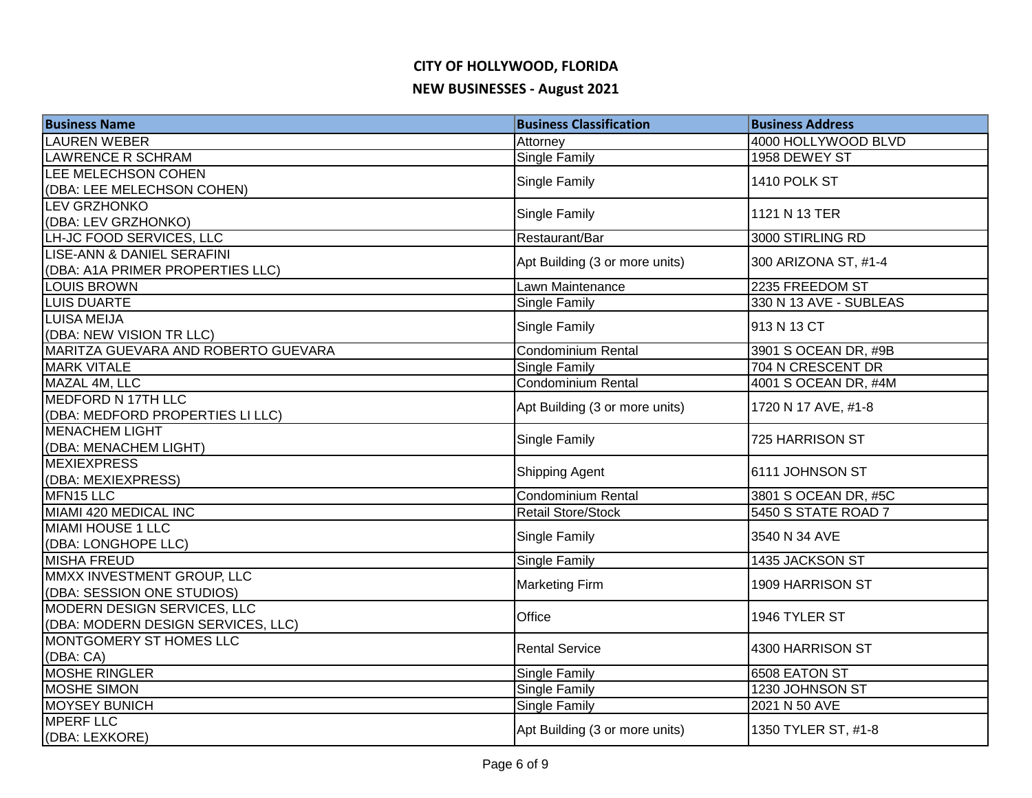# CITY OF HOLLYWOOD, FLORIDA

## NEW BUSINESSES - August 2021

| Business Name | Business Classification | Business Address |
|---|---|---|
| LAUREN WEBER | Attorney | 4000 HOLLYWOOD BLVD |
| LAWRENCE R SCHRAM | Single Family | 1958 DEWEY ST |
| LEE MELECHSON COHEN (DBA: LEE MELECHSON COHEN) | Single Family | 1410 POLK ST |
| LEV GRZHONKO (DBA: LEV GRZHONKO) | Single Family | 1121 N 13 TER |
| LH-JC FOOD SERVICES, LLC | Restaurant/Bar | 3000 STIRLING RD |
| LISE-ANN & DANIEL SERAFINI (DBA: A1A PRIMER PROPERTIES LLC) | Apt Building (3 or more units) | 300 ARIZONA ST, #1-4 |
| LOUIS BROWN | Lawn Maintenance | 2235 FREEDOM ST |
| LUIS DUARTE | Single Family | 330 N 13 AVE - SUBLEAS |
| LUISA MEIJA (DBA: NEW VISION TR LLC) | Single Family | 913 N 13 CT |
| MARITZA GUEVARA AND ROBERTO GUEVARA | Condominium Rental | 3901 S OCEAN DR, #9B |
| MARK VITALE | Single Family | 704 N CRESCENT DR |
| MAZAL 4M, LLC | Condominium Rental | 4001 S OCEAN DR, #4M |
| MEDFORD N 17TH LLC (DBA: MEDFORD PROPERTIES LI LLC) | Apt Building (3 or more units) | 1720 N 17 AVE, #1-8 |
| MENACHEM LIGHT (DBA: MENACHEM LIGHT) | Single Family | 725 HARRISON ST |
| MEXIEXPRESS (DBA: MEXIEXPRESS) | Shipping Agent | 6111 JOHNSON ST |
| MFN15 LLC | Condominium Rental | 3801 S OCEAN DR, #5C |
| MIAMI 420 MEDICAL INC | Retail Store/Stock | 5450 S STATE ROAD 7 |
| MIAMI HOUSE 1 LLC (DBA: LONGHOPE LLC) | Single Family | 3540 N 34 AVE |
| MISHA FREUD | Single Family | 1435 JACKSON ST |
| MMXX INVESTMENT GROUP, LLC (DBA: SESSION ONE STUDIOS) | Marketing Firm | 1909 HARRISON ST |
| MODERN DESIGN SERVICES, LLC (DBA: MODERN DESIGN SERVICES, LLC) | Office | 1946 TYLER ST |
| MONTGOMERY ST HOMES LLC (DBA: CA) | Rental Service | 4300 HARRISON ST |
| MOSHE RINGLER | Single Family | 6508 EATON ST |
| MOSHE SIMON | Single Family | 1230 JOHNSON ST |
| MOYSEY BUNICH | Single Family | 2021 N 50 AVE |
| MPERF LLC (DBA: LEXKORE) | Apt Building (3 or more units) | 1350 TYLER ST, #1-8 |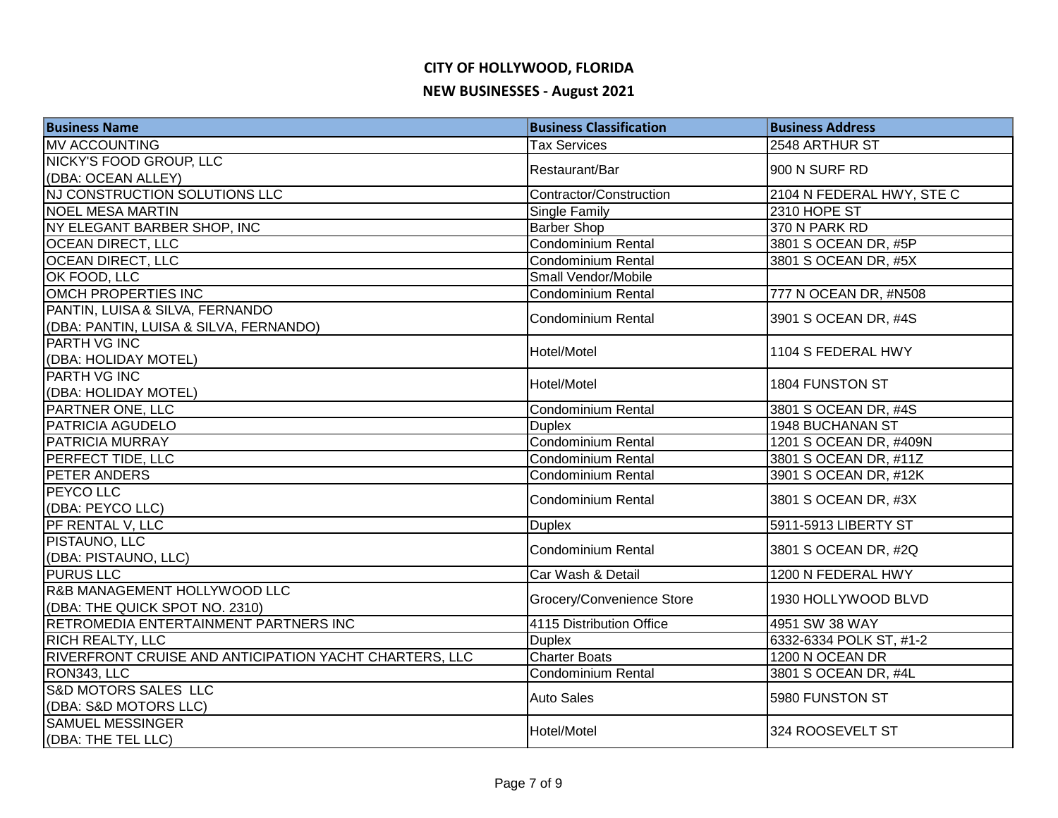# CITY OF HOLLYWOOD, FLORIDA

## NEW BUSINESSES - August 2021

| Business Name | Business Classification | Business Address |
|---|---|---|
| MV ACCOUNTING | Tax Services | 2548 ARTHUR ST |
| NICKY'S FOOD GROUP, LLC (DBA: OCEAN ALLEY) | Restaurant/Bar | 900 N SURF RD |
| NJ CONSTRUCTION SOLUTIONS LLC | Contractor/Construction | 2104 N FEDERAL HWY, STE C |
| NOEL MESA MARTIN | Single Family | 2310 HOPE ST |
| NY ELEGANT BARBER SHOP, INC | Barber Shop | 370 N PARK RD |
| OCEAN DIRECT, LLC | Condominium Rental | 3801 S OCEAN DR, #5P |
| OCEAN DIRECT, LLC | Condominium Rental | 3801 S OCEAN DR, #5X |
| OK FOOD, LLC | Small Vendor/Mobile | |
| OMCH PROPERTIES INC | Condominium Rental | 777 N OCEAN DR, #N508 |
| PANTIN, LUISA & SILVA, FERNANDO (DBA: PANTIN, LUISA & SILVA, FERNANDO) | Condominium Rental | 3901 S OCEAN DR, #4S |
| PARTH VG INC (DBA: HOLIDAY MOTEL) | Hotel/Motel | 1104 S FEDERAL HWY |
| PARTH VG INC (DBA: HOLIDAY MOTEL) | Hotel/Motel | 1804 FUNSTON ST |
| PARTNER ONE, LLC | Condominium Rental | 3801 S OCEAN DR, #4S |
| PATRICIA AGUDELO | Duplex | 1948 BUCHANAN ST |
| PATRICIA MURRAY | Condominium Rental | 1201 S OCEAN DR, #409N |
| PERFECT TIDE, LLC | Condominium Rental | 3801 S OCEAN DR, #11Z |
| PETER ANDERS | Condominium Rental | 3901 S OCEAN DR, #12K |
| PEYCO LLC (DBA: PEYCO LLC) | Condominium Rental | 3801 S OCEAN DR, #3X |
| PF RENTAL V, LLC | Duplex | 5911-5913 LIBERTY ST |
| PISTAUNO, LLC (DBA: PISTAUNO, LLC) | Condominium Rental | 3801 S OCEAN DR, #2Q |
| PURUS LLC | Car Wash & Detail | 1200 N FEDERAL HWY |
| R&B MANAGEMENT HOLLYWOOD LLC (DBA: THE QUICK SPOT NO. 2310) | Grocery/Convenience Store | 1930 HOLLYWOOD BLVD |
| RETROMEDIA ENTERTAINMENT PARTNERS INC | 4115 Distribution Office | 4951 SW 38 WAY |
| RICH REALTY, LLC | Duplex | 6332-6334 POLK ST, #1-2 |
| RIVERFRONT CRUISE AND ANTICIPATION YACHT CHARTERS, LLC | Charter Boats | 1200 N OCEAN DR |
| RON343, LLC | Condominium Rental | 3801 S OCEAN DR, #4L |
| S&D MOTORS SALES LLC (DBA: S&D MOTORS LLC) | Auto Sales | 5980 FUNSTON ST |
| SAMUEL MESSINGER (DBA: THE TEL LLC) | Hotel/Motel | 324 ROOSEVELT ST |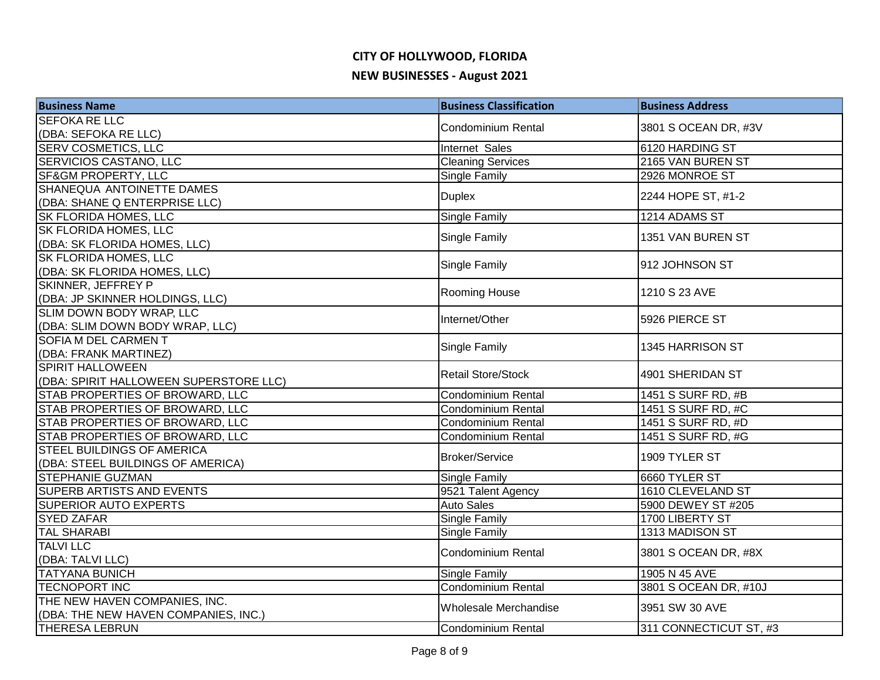# CITY OF HOLLYWOOD, FLORIDA

## NEW BUSINESSES - August 2021

| Business Name | Business Classification | Business Address |
|---|---|---|
| SEFOKA RE LLC (DBA: SEFOKA RE LLC) | Condominium Rental | 3801 S OCEAN DR, #3V |
| SERV COSMETICS, LLC | Internet Sales | 6120 HARDING ST |
| SERVICIOS CASTANO, LLC | Cleaning Services | 2165 VAN BUREN ST |
| SF&GM PROPERTY, LLC | Single Family | 2926 MONROE ST |
| SHANEQUA ANTOINETTE DAMES (DBA: SHANE Q ENTERPRISE LLC) | Duplex | 2244 HOPE ST, #1-2 |
| SK FLORIDA HOMES, LLC | Single Family | 1214 ADAMS ST |
| SK FLORIDA HOMES, LLC (DBA: SK FLORIDA HOMES, LLC) | Single Family | 1351 VAN BUREN ST |
| SK FLORIDA HOMES, LLC (DBA: SK FLORIDA HOMES, LLC) | Single Family | 912 JOHNSON ST |
| SKINNER, JEFFREY P (DBA: JP SKINNER HOLDINGS, LLC) | Rooming House | 1210 S 23 AVE |
| SLIM DOWN BODY WRAP, LLC (DBA: SLIM DOWN BODY WRAP, LLC) | Internet/Other | 5926 PIERCE ST |
| SOFIA M DEL CARMEN T (DBA: FRANK MARTINEZ) | Single Family | 1345 HARRISON ST |
| SPIRIT HALLOWEEN (DBA: SPIRIT HALLOWEEN SUPERSTORE LLC) | Retail Store/Stock | 4901 SHERIDAN ST |
| STAB PROPERTIES OF BROWARD, LLC | Condominium Rental | 1451 S SURF RD, #B |
| STAB PROPERTIES OF BROWARD, LLC | Condominium Rental | 1451 S SURF RD, #C |
| STAB PROPERTIES OF BROWARD, LLC | Condominium Rental | 1451 S SURF RD, #D |
| STAB PROPERTIES OF BROWARD, LLC | Condominium Rental | 1451 S SURF RD, #G |
| STEEL BUILDINGS OF AMERICA (DBA: STEEL BUILDINGS OF AMERICA) | Broker/Service | 1909 TYLER ST |
| STEPHANIE GUZMAN | Single Family | 6660 TYLER ST |
| SUPERB ARTISTS AND EVENTS | 9521 Talent Agency | 1610 CLEVELAND ST |
| SUPERIOR AUTO EXPERTS | Auto Sales | 5900 DEWEY ST #205 |
| SYED ZAFAR | Single Family | 1700 LIBERTY ST |
| TAL SHARABI | Single Family | 1313 MADISON ST |
| TALVI LLC (DBA: TALVI LLC) | Condominium Rental | 3801 S OCEAN DR, #8X |
| TATYANA BUNICH | Single Family | 1905 N 45 AVE |
| TECNOPORT INC | Condominium Rental | 3801 S OCEAN DR, #10J |
| THE NEW HAVEN COMPANIES, INC. (DBA: THE NEW HAVEN COMPANIES, INC.) | Wholesale Merchandise | 3951 SW 30 AVE |
| THERESA LEBRUN | Condominium Rental | 311 CONNECTICUT ST, #3 |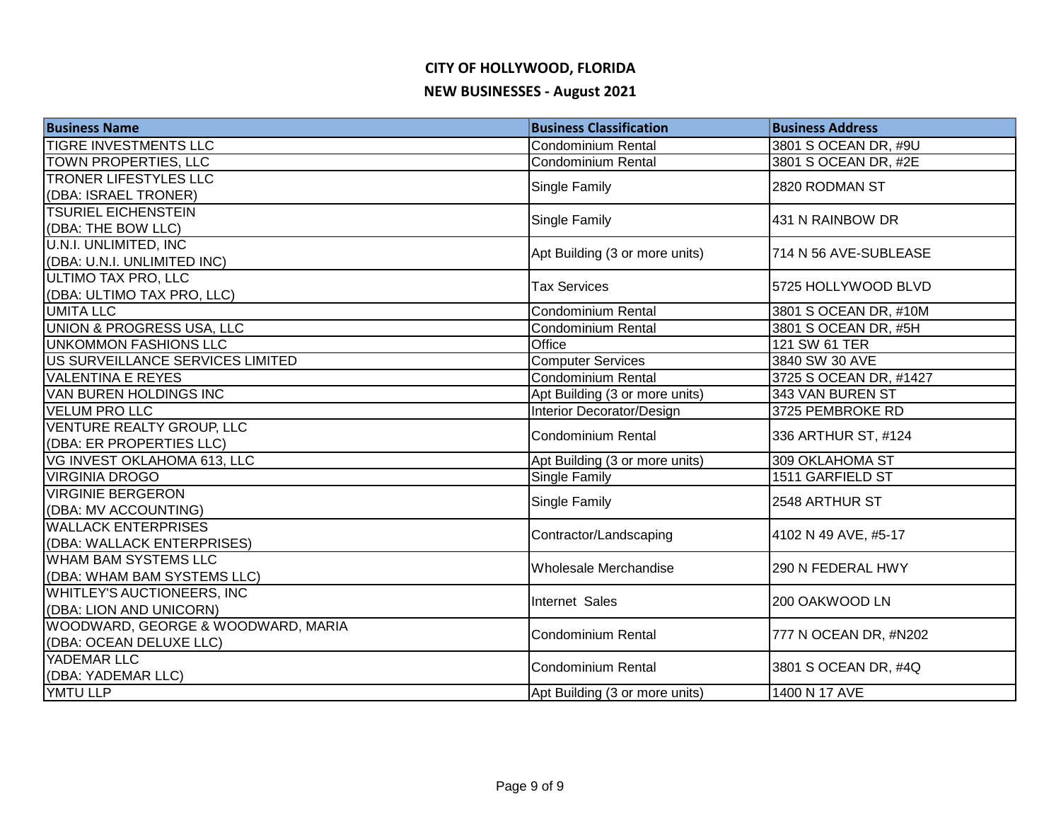# CITY OF HOLLYWOOD, FLORIDA

## NEW BUSINESSES - August 2021

| Business Name | Business Classification | Business Address |
|---|---|---|
| TIGRE INVESTMENTS LLC | Condominium Rental | 3801 S OCEAN DR, #9U |
| TOWN PROPERTIES, LLC | Condominium Rental | 3801 S OCEAN DR, #2E |
| TRONER LIFESTYLES LLC (DBA: ISRAEL TRONER) | Single Family | 2820 RODMAN ST |
| TSURIEL EICHENSTEIN (DBA: THE BOW LLC) | Single Family | 431 N RAINBOW DR |
| U.N.I. UNLIMITED, INC (DBA: U.N.I. UNLIMITED INC) | Apt Building (3 or more units) | 714 N 56 AVE-SUBLEASE |
| ULTIMO TAX PRO, LLC (DBA: ULTIMO TAX PRO, LLC) | Tax Services | 5725 HOLLYWOOD BLVD |
| UMITA LLC | Condominium Rental | 3801 S OCEAN DR, #10M |
| UNION & PROGRESS USA, LLC | Condominium Rental | 3801 S OCEAN DR, #5H |
| UNKOMMON FASHIONS LLC | Office | 121 SW 61 TER |
| US SURVEILLANCE SERVICES LIMITED | Computer Services | 3840 SW 30 AVE |
| VALENTINA E REYES | Condominium Rental | 3725 S OCEAN DR, #1427 |
| VAN BUREN HOLDINGS INC | Apt Building (3 or more units) | 343 VAN BUREN ST |
| VELUM PRO LLC | Interior Decorator/Design | 3725 PEMBROKE RD |
| VENTURE REALTY GROUP, LLC (DBA: ER PROPERTIES LLC) | Condominium Rental | 336 ARTHUR ST, #124 |
| VG INVEST OKLAHOMA 613, LLC | Apt Building (3 or more units) | 309 OKLAHOMA ST |
| VIRGINIA DROGO | Single Family | 1511 GARFIELD ST |
| VIRGINIE BERGERON (DBA: MV ACCOUNTING) | Single Family | 2548 ARTHUR ST |
| WALLACK ENTERPRISES (DBA: WALLACK ENTERPRISES) | Contractor/Landscaping | 4102 N 49 AVE, #5-17 |
| WHAM BAM SYSTEMS LLC (DBA: WHAM BAM SYSTEMS LLC) | Wholesale Merchandise | 290 N FEDERAL HWY |
| WHITLEY'S AUCTIONEERS, INC (DBA: LION AND UNICORN) | Internet Sales | 200 OAKWOOD LN |
| WOODWARD, GEORGE & WOODWARD, MARIA (DBA: OCEAN DELUXE LLC) | Condominium Rental | 777 N OCEAN DR, #N202 |
| YADEMAR LLC (DBA: YADEMAR LLC) | Condominium Rental | 3801 S OCEAN DR, #4Q |
| YMTU LLP | Apt Building (3 or more units) | 1400 N 17 AVE |